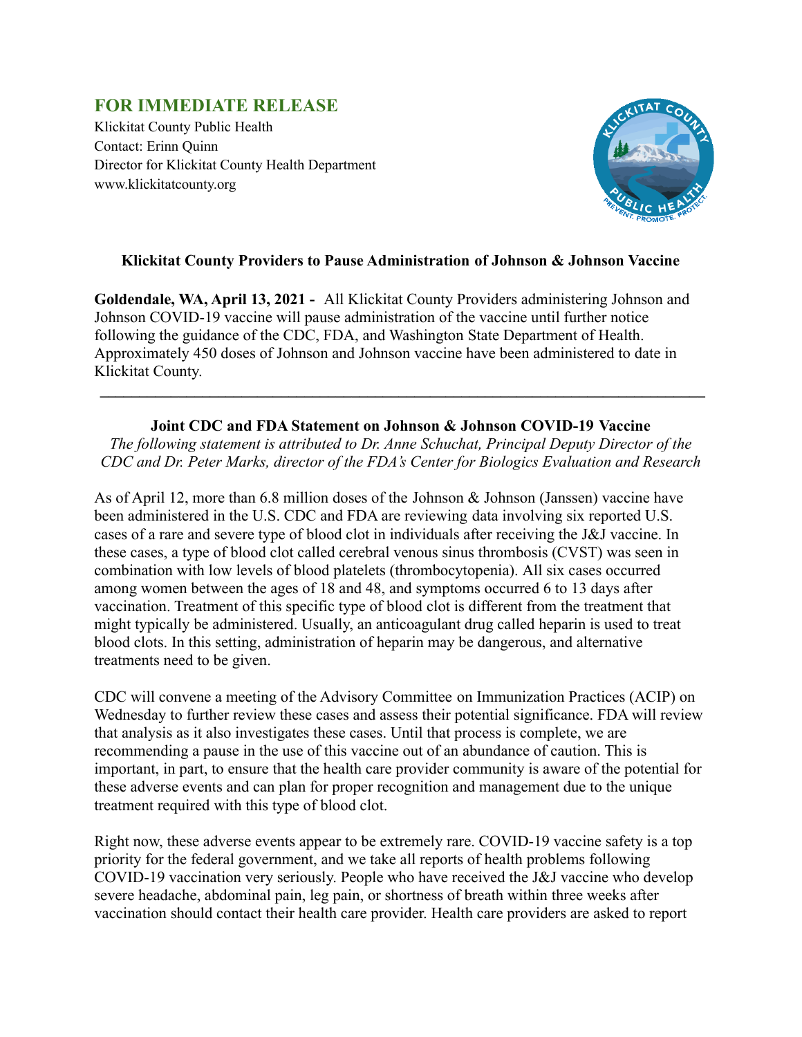## FOR IMMEDIATE RELEASE

Klickitat County Public Health
Contact: Erinn Quinn
Director for Klickitat County Health Department
www.klickitatcounty.org

### Klickitat County Providers to Pause Administration of Johnson & Johnson Vaccine

**Goldendale, WA, April 13, 2021 -** All Klickitat County Providers administering Johnson and Johnson COVID-19 vaccine will pause administration of the vaccine until further notice following the guidance of the CDC, FDA, and Washington State Department of Health. Approximately 450 doses of Johnson and Johnson vaccine have been administered to date in Klickitat County.

---

### Joint CDC and FDA Statement on Johnson & Johnson COVID-19 Vaccine

*The following statement is attributed to Dr. Anne Schuchat, Principal Deputy Director of the CDC and Dr. Peter Marks, director of the FDA's Center for Biologics Evaluation and Research*

As of April 12, more than 6.8 million doses of the Johnson & Johnson (Janssen) vaccine have been administered in the U.S. CDC and FDA are reviewing data involving six reported U.S. cases of a rare and severe type of blood clot in individuals after receiving the J&J vaccine. In these cases, a type of blood clot called cerebral venous sinus thrombosis (CVST) was seen in combination with low levels of blood platelets (thrombocytopenia). All six cases occurred among women between the ages of 18 and 48, and symptoms occurred 6 to 13 days after vaccination. Treatment of this specific type of blood clot is different from the treatment that might typically be administered. Usually, an anticoagulant drug called heparin is used to treat blood clots. In this setting, administration of heparin may be dangerous, and alternative treatments need to be given.

CDC will convene a meeting of the Advisory Committee on Immunization Practices (ACIP) on Wednesday to further review these cases and assess their potential significance. FDA will review that analysis as it also investigates these cases. Until that process is complete, we are recommending a pause in the use of this vaccine out of an abundance of caution. This is important, in part, to ensure that the health care provider community is aware of the potential for these adverse events and can plan for proper recognition and management due to the unique treatment required with this type of blood clot.

Right now, these adverse events appear to be extremely rare. COVID-19 vaccine safety is a top priority for the federal government, and we take all reports of health problems following COVID-19 vaccination very seriously. People who have received the J&J vaccine who develop severe headache, abdominal pain, leg pain, or shortness of breath within three weeks after vaccination should contact their health care provider. Health care providers are asked to report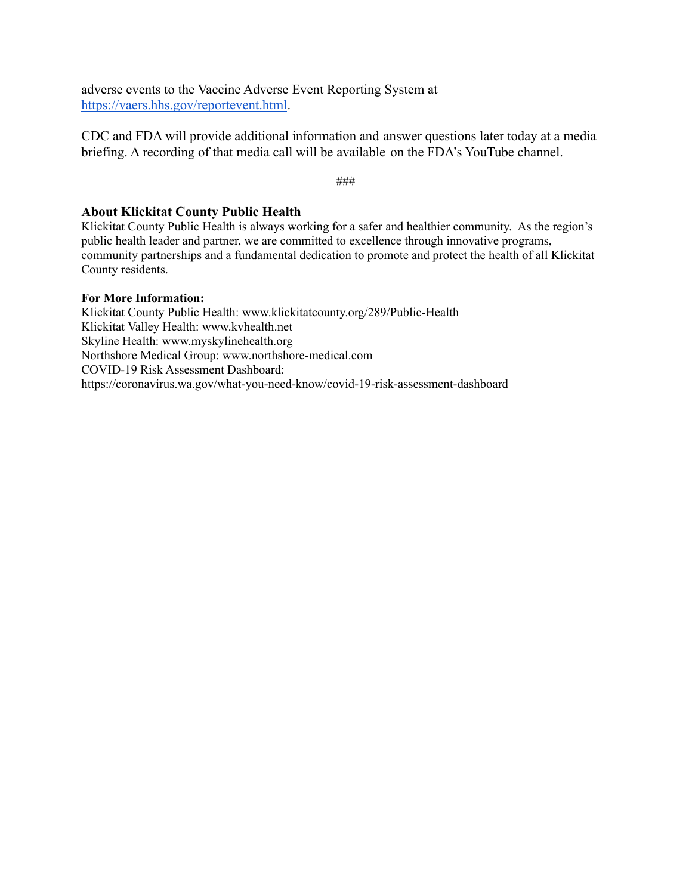adverse events to the Vaccine Adverse Event Reporting System at [https://vaers.hhs.gov/reportevent.html](https://vaers.hhs.gov/reportevent.html).

CDC and FDA will provide additional information and answer questions later today at a media briefing. A recording of that media call will be available on the FDA's YouTube channel.

###

**About Klickitat County Public Health**

Klickitat County Public Health is always working for a safer and healthier community. As the region's public health leader and partner, we are committed to excellence through innovative programs, community partnerships and a fundamental dedication to promote and protect the health of all Klickitat County residents.

**For More Information:**

Klickitat County Public Health: www.klickitatcounty.org/289/Public-Health
Klickitat Valley Health: www.kvhealth.net
Skyline Health: www.myskylinehealth.org
Northshore Medical Group: www.northshore-medical.com
COVID-19 Risk Assessment Dashboard:
https://coronavirus.wa.gov/what-you-need-know/covid-19-risk-assessment-dashboard